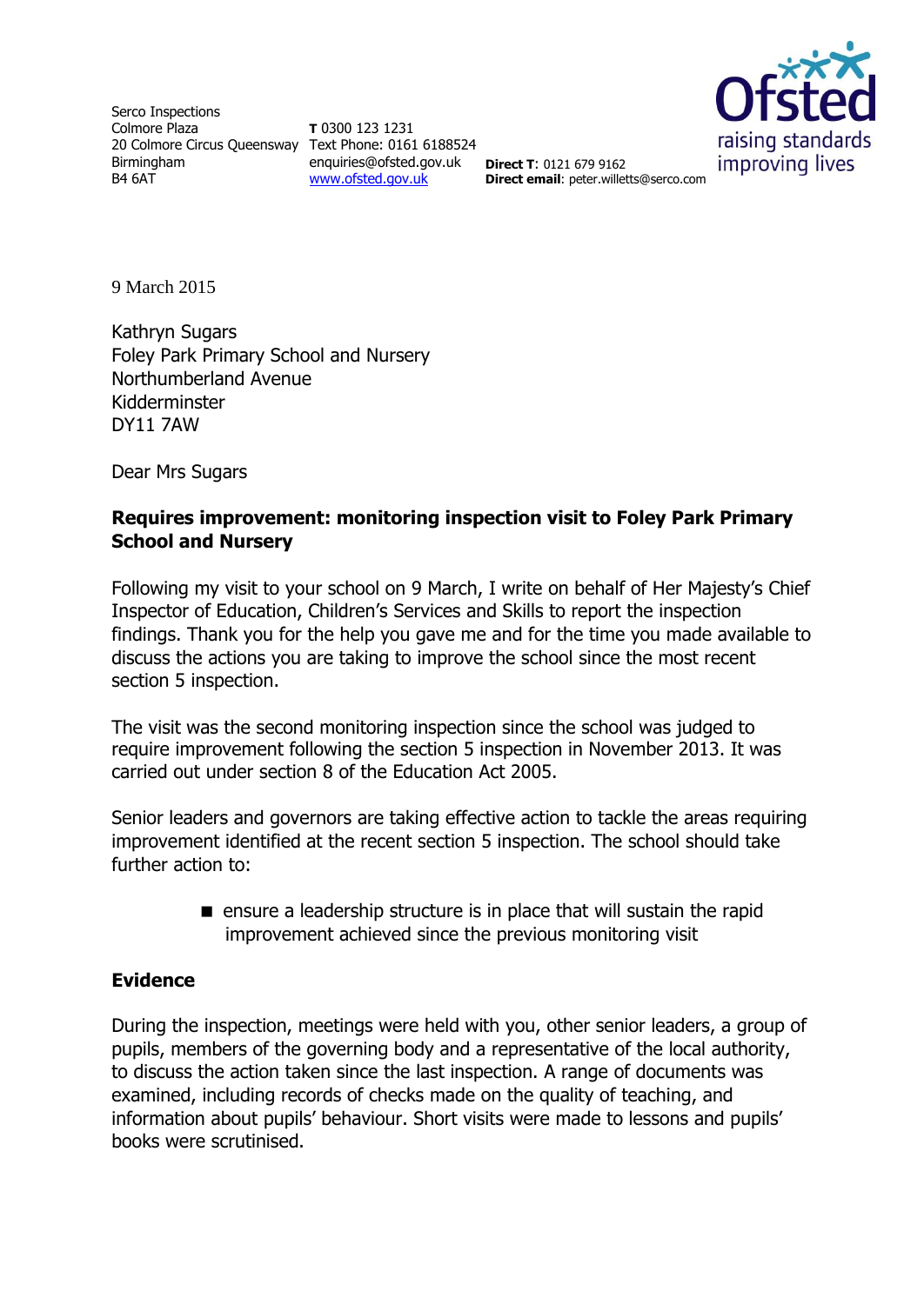Serco Inspections
Colmore Plaza
20 Colmore Circus Queensway
Birmingham
B4 6AT

**T** 0300 123 1231
Text Phone: 0161 6188524
enquiries@ofsted.gov.uk
www.ofsted.gov.uk

**Direct T**: 0121 679 9162
**Direct email**: peter.willetts@serco.com

9 March 2015

Kathryn Sugars
Foley Park Primary School and Nursery
Northumberland Avenue
Kidderminster
DY11 7AW

Dear Mrs Sugars

**Requires improvement: monitoring inspection visit to Foley Park Primary School and Nursery**

Following my visit to your school on 9 March, I write on behalf of Her Majesty's Chief Inspector of Education, Children's Services and Skills to report the inspection findings. Thank you for the help you gave me and for the time you made available to discuss the actions you are taking to improve the school since the most recent section 5 inspection.

The visit was the second monitoring inspection since the school was judged to require improvement following the section 5 inspection in November 2013. It was carried out under section 8 of the Education Act 2005.

Senior leaders and governors are taking effective action to tackle the areas requiring improvement identified at the recent section 5 inspection. The school should take further action to:

- ensure a leadership structure is in place that will sustain the rapid improvement achieved since the previous monitoring visit

## Evidence

During the inspection, meetings were held with you, other senior leaders, a group of pupils, members of the governing body and a representative of the local authority, to discuss the action taken since the last inspection. A range of documents was examined, including records of checks made on the quality of teaching, and information about pupils' behaviour. Short visits were made to lessons and pupils' books were scrutinised.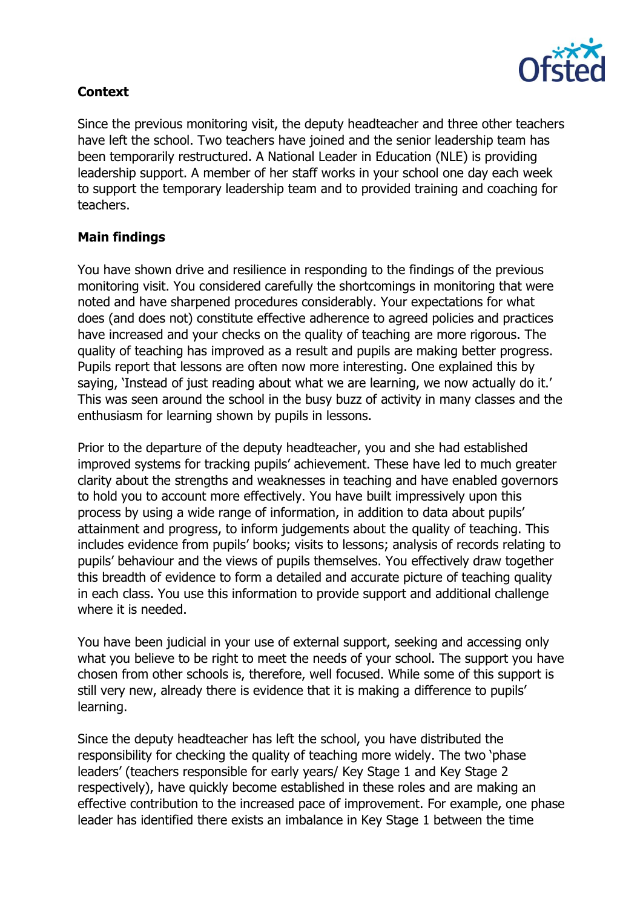**Context**

Since the previous monitoring visit, the deputy headteacher and three other teachers have left the school. Two teachers have joined and the senior leadership team has been temporarily restructured. A National Leader in Education (NLE) is providing leadership support. A member of her staff works in your school one day each week to support the temporary leadership team and to provided training and coaching for teachers.

**Main findings**

You have shown drive and resilience in responding to the findings of the previous monitoring visit. You considered carefully the shortcomings in monitoring that were noted and have sharpened procedures considerably. Your expectations for what does (and does not) constitute effective adherence to agreed policies and practices have increased and your checks on the quality of teaching are more rigorous. The quality of teaching has improved as a result and pupils are making better progress. Pupils report that lessons are often now more interesting. One explained this by saying, 'Instead of just reading about what we are learning, we now actually do it.' This was seen around the school in the busy buzz of activity in many classes and the enthusiasm for learning shown by pupils in lessons.

Prior to the departure of the deputy headteacher, you and she had established improved systems for tracking pupils' achievement. These have led to much greater clarity about the strengths and weaknesses in teaching and have enabled governors to hold you to account more effectively. You have built impressively upon this process by using a wide range of information, in addition to data about pupils' attainment and progress, to inform judgements about the quality of teaching. This includes evidence from pupils' books; visits to lessons; analysis of records relating to pupils' behaviour and the views of pupils themselves. You effectively draw together this breadth of evidence to form a detailed and accurate picture of teaching quality in each class. You use this information to provide support and additional challenge where it is needed.

You have been judicial in your use of external support, seeking and accessing only what you believe to be right to meet the needs of your school. The support you have chosen from other schools is, therefore, well focused. While some of this support is still very new, already there is evidence that it is making a difference to pupils' learning.

Since the deputy headteacher has left the school, you have distributed the responsibility for checking the quality of teaching more widely. The two 'phase leaders' (teachers responsible for early years/ Key Stage 1 and Key Stage 2 respectively), have quickly become established in these roles and are making an effective contribution to the increased pace of improvement. For example, one phase leader has identified there exists an imbalance in Key Stage 1 between the time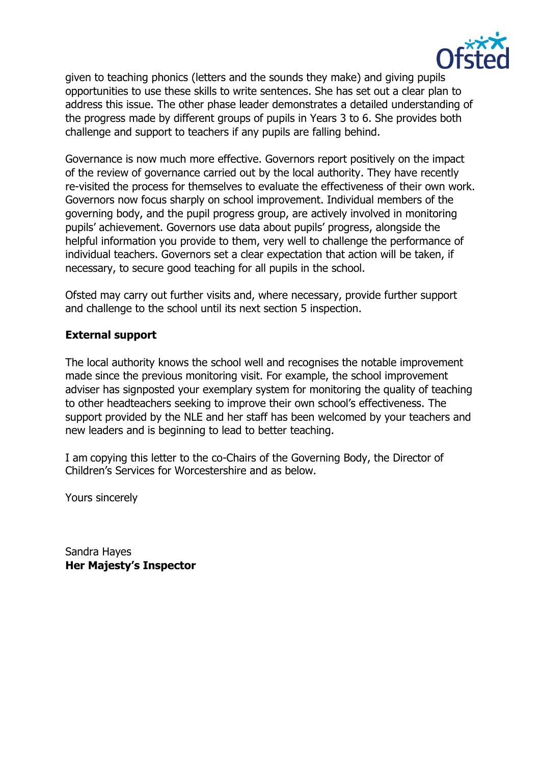given to teaching phonics (letters and the sounds they make) and giving pupils opportunities to use these skills to write sentences. She has set out a clear plan to address this issue. The other phase leader demonstrates a detailed understanding of the progress made by different groups of pupils in Years 3 to 6. She provides both challenge and support to teachers if any pupils are falling behind.

Governance is now much more effective. Governors report positively on the impact of the review of governance carried out by the local authority. They have recently re-visited the process for themselves to evaluate the effectiveness of their own work. Governors now focus sharply on school improvement. Individual members of the governing body, and the pupil progress group, are actively involved in monitoring pupils' achievement. Governors use data about pupils' progress, alongside the helpful information you provide to them, very well to challenge the performance of individual teachers. Governors set a clear expectation that action will be taken, if necessary, to secure good teaching for all pupils in the school.

Ofsted may carry out further visits and, where necessary, provide further support and challenge to the school until its next section 5 inspection.

**External support**

The local authority knows the school well and recognises the notable improvement made since the previous monitoring visit. For example, the school improvement adviser has signposted your exemplary system for monitoring the quality of teaching to other headteachers seeking to improve their own school's effectiveness. The support provided by the NLE and her staff has been welcomed by your teachers and new leaders and is beginning to lead to better teaching.

I am copying this letter to the co-Chairs of the Governing Body, the Director of Children's Services for Worcestershire and as below.

Yours sincerely

Sandra Hayes
**Her Majesty's Inspector**